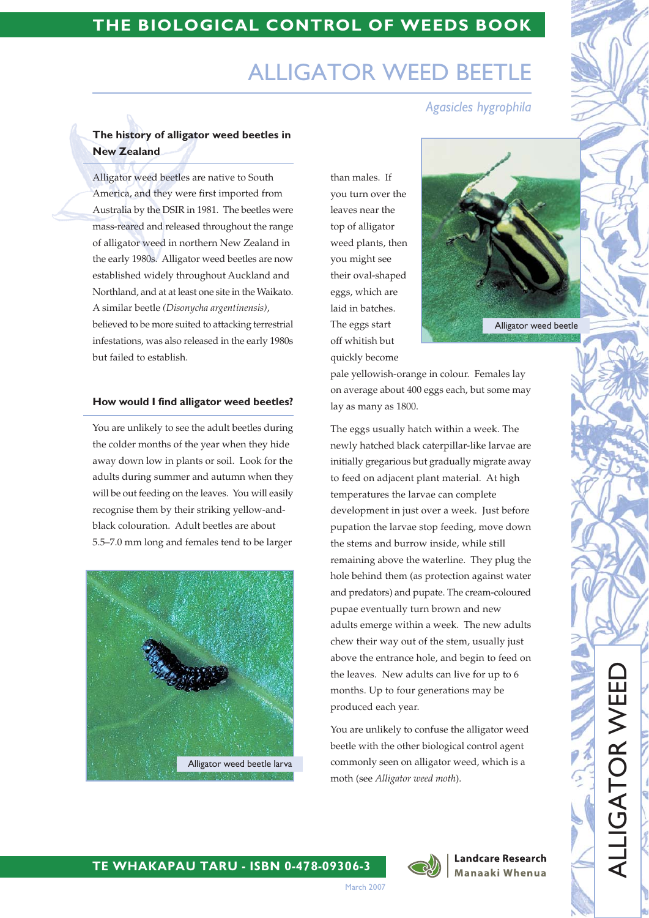# ALLIGATOR WEED BEETLE

*Agasicles hygrophila*

### The history of alligator weed beetles in New Zealand

Alligator weed beetles are native to South America, and they were first imported from Australia by the DSIR in 1981. The beetles were mass-reared and released throughout the range of alligator weed in northern New Zealand in the early 1980s. Alligator weed beetles are now established widely throughout Auckland and Northland, and at at least one site in the Waikato. A similar beetle *(Disonycha argentinensis)*, believed to be more suited to attacking terrestrial infestations, was also released in the early 1980s but failed to establish.

### How would I find alligator weed beetles?

You are unlikely to see the adult beetles during the colder months of the year when they hide away down low in plants or soil. Look for the adults during summer and autumn when they will be out feeding on the leaves. You will easily recognise them by their striking yellow-and-black colouration. Adult beetles are about 5.5–7.0 mm long and females tend to be larger than males. If you turn over the leaves near the top of alligator weed plants, then you might see their oval-shaped eggs, which are laid in batches. The eggs start off whitish but quickly become pale yellowish-orange in colour. Females lay on average about 400 eggs each, but some may lay as many as 1800.

Alligator weed beetle larva

Alligator weed beetle

The eggs usually hatch within a week. The newly hatched black caterpillar-like larvae are initially gregarious but gradually migrate away to feed on adjacent plant material. At high temperatures the larvae can complete development in just over a week. Just before pupation the larvae stop feeding, move down the stems and burrow inside, while still remaining above the waterline. They plug the hole behind them (as protection against water and predators) and pupate. The cream-coloured pupae eventually turn brown and new adults emerge within a week. The new adults chew their way out of the stem, usually just above the entrance hole, and begin to feed on the leaves. New adults can live for up to 6 months. Up to four generations may be produced each year.

You are unlikely to confuse the alligator weed beetle with the other biological control agent commonly seen on alligator weed, which is a moth (see *Alligator weed moth*).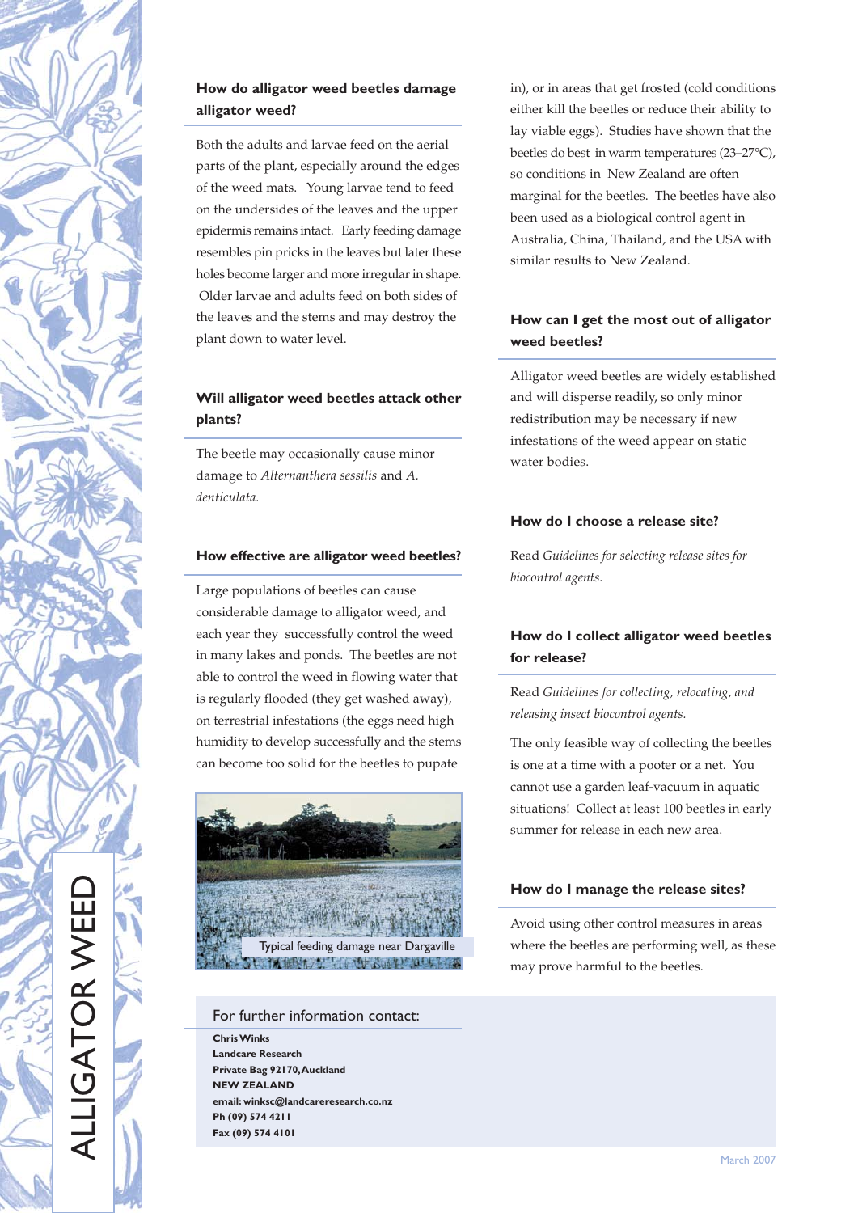## How do alligator weed beetles damage alligator weed?

Both the adults and larvae feed on the aerial parts of the plant, especially around the edges of the weed mats. Young larvae tend to feed on the undersides of the leaves and the upper epidermis remains intact. Early feeding damage resembles pin pricks in the leaves but later these holes become larger and more irregular in shape. Older larvae and adults feed on both sides of the leaves and the stems and may destroy the plant down to water level.

## Will alligator weed beetles attack other plants?

The beetle may occasionally cause minor damage to *Alternanthera sessilis* and *A. denticulata.*

## How effective are alligator weed beetles?

Large populations of beetles can cause considerable damage to alligator weed, and each year they successfully control the weed in many lakes and ponds. The beetles are not able to control the weed in flowing water that is regularly flooded (they get washed away), on terrestrial infestations (the eggs need high humidity to develop successfully and the stems can become too solid for the beetles to pupate in), or in areas that get frosted (cold conditions either kill the beetles or reduce their ability to lay viable eggs). Studies have shown that the beetles do best in warm temperatures (23–27°C), so conditions in New Zealand are often marginal for the beetles. The beetles have also been used as a biological control agent in Australia, China, Thailand, and the USA with similar results to New Zealand.

Typical feeding damage near Dargaville

## How can I get the most out of alligator weed beetles?

Alligator weed beetles are widely established and will disperse readily, so only minor redistribution may be necessary if new infestations of the weed appear on static water bodies.

## How do I choose a release site?

Read *Guidelines for selecting release sites for biocontrol agents.*

## How do I collect alligator weed beetles for release?

Read *Guidelines for collecting, relocating, and releasing insect biocontrol agents.*

The only feasible way of collecting the beetles is one at a time with a pooter or a net. You cannot use a garden leaf-vacuum in aquatic situations! Collect at least 100 beetles in early summer for release in each new area.

## How do I manage the release sites?

Avoid using other control measures in areas where the beetles are performing well, as these may prove harmful to the beetles.

## For further information contact:

**Chris Winks**
**Landcare Research**
**Private Bag 92170, Auckland**
**NEW ZEALAND**
**email: winksc@landcareresearch.co.nz**
**Ph (09) 574 4211**
**Fax (09) 574 4101**

ALLIGATOR WEED

March 2007